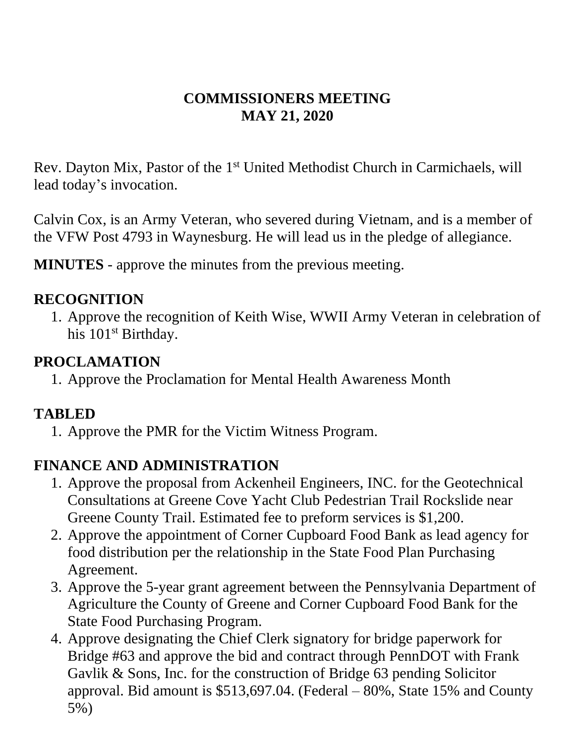# COMMISSIONERS MEETING
# MAY 21, 2020

Rev. Dayton Mix, Pastor of the 1st United Methodist Church in Carmichaels, will lead today's invocation.

Calvin Cox, is an Army Veteran, who severed during Vietnam, and is a member of the VFW Post 4793 in Waynesburg. He will lead us in the pledge of allegiance.

**MINUTES** - approve the minutes from the previous meeting.

## RECOGNITION

1. Approve the recognition of Keith Wise, WWII Army Veteran in celebration of his 101st Birthday.

## PROCLAMATION

1. Approve the Proclamation for Mental Health Awareness Month

## TABLED

1. Approve the PMR for the Victim Witness Program.

## FINANCE AND ADMINISTRATION

1. Approve the proposal from Ackenheil Engineers, INC. for the Geotechnical Consultations at Greene Cove Yacht Club Pedestrian Trail Rockslide near Greene County Trail. Estimated fee to preform services is $1,200.
2. Approve the appointment of Corner Cupboard Food Bank as lead agency for food distribution per the relationship in the State Food Plan Purchasing Agreement.
3. Approve the 5-year grant agreement between the Pennsylvania Department of Agriculture the County of Greene and Corner Cupboard Food Bank for the State Food Purchasing Program.
4. Approve designating the Chief Clerk signatory for bridge paperwork for Bridge #63 and approve the bid and contract through PennDOT with Frank Gavlik & Sons, Inc. for the construction of Bridge 63 pending Solicitor approval. Bid amount is $513,697.04. (Federal – 80%, State 15% and County 5%)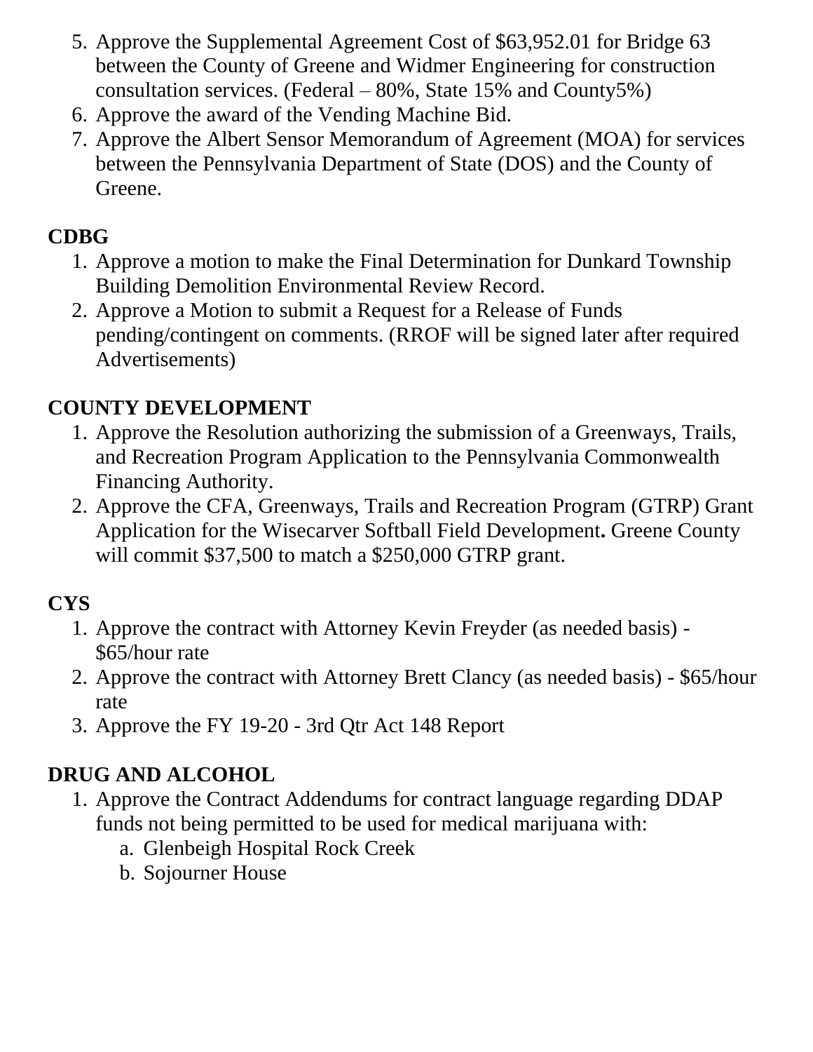5. Approve the Supplemental Agreement Cost of $63,952.01 for Bridge 63 between the County of Greene and Widmer Engineering for construction consultation services. (Federal – 80%, State 15% and County5%)
6. Approve the award of the Vending Machine Bid.
7. Approve the Albert Sensor Memorandum of Agreement (MOA) for services between the Pennsylvania Department of State (DOS) and the County of Greene.

**CDBG**

1. Approve a motion to make the Final Determination for Dunkard Township Building Demolition Environmental Review Record.
2. Approve a Motion to submit a Request for a Release of Funds pending/contingent on comments. (RROF will be signed later after required Advertisements)

**COUNTY DEVELOPMENT**

1. Approve the Resolution authorizing the submission of a Greenways, Trails, and Recreation Program Application to the Pennsylvania Commonwealth Financing Authority.
2. Approve the CFA, Greenways, Trails and Recreation Program (GTRP) Grant Application for the Wisecarver Softball Field Development**.** Greene County will commit $37,500 to match a $250,000 GTRP grant.

**CYS**

1. Approve the contract with Attorney Kevin Freyder (as needed basis) - $65/hour rate
2. Approve the contract with Attorney Brett Clancy (as needed basis) - $65/hour rate
3. Approve the FY 19-20 - 3rd Qtr Act 148 Report

**DRUG AND ALCOHOL**

1. Approve the Contract Addendums for contract language regarding DDAP funds not being permitted to be used for medical marijuana with:
    a. Glenbeigh Hospital Rock Creek
    b. Sojourner House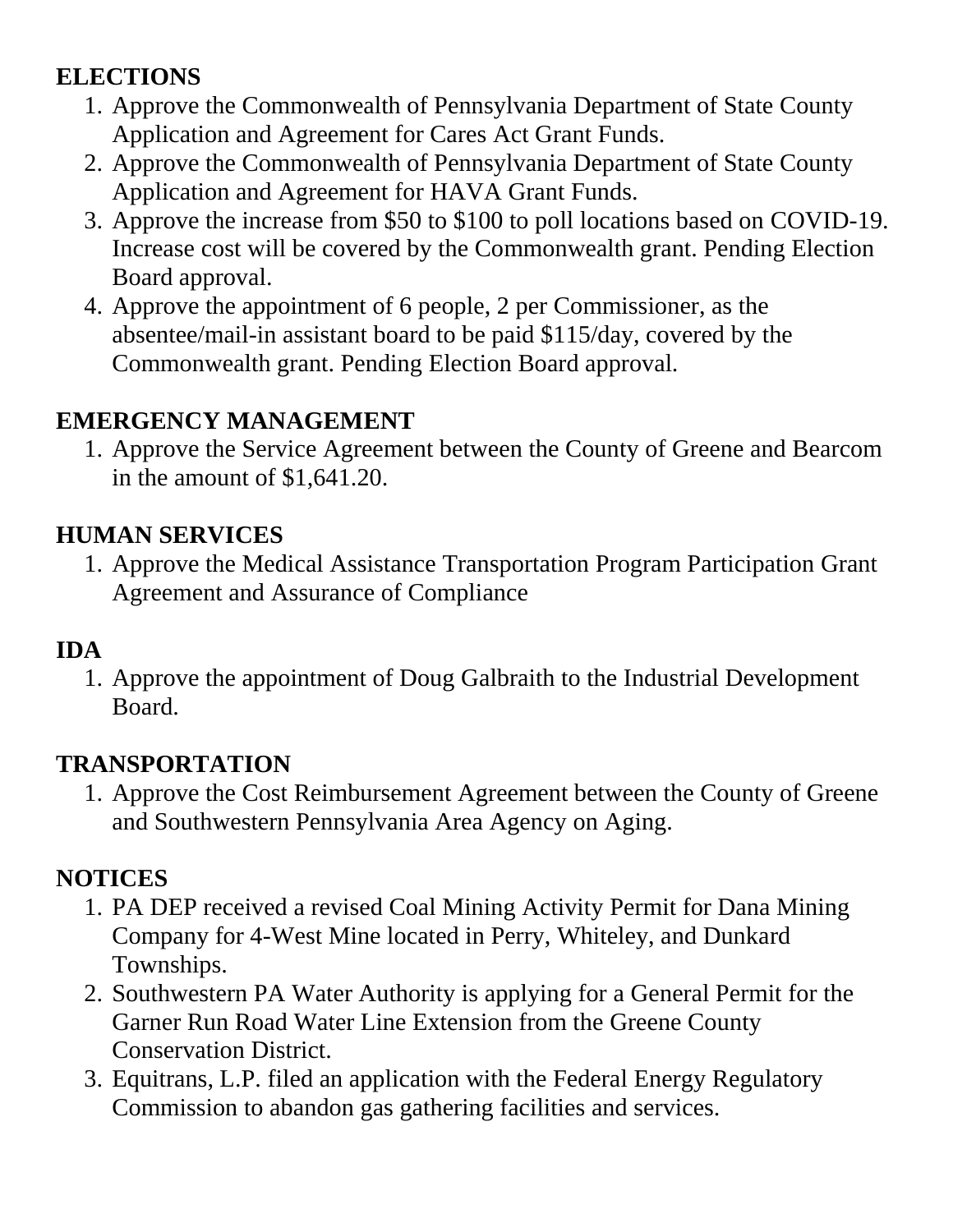**ELECTIONS**

1. Approve the Commonwealth of Pennsylvania Department of State County Application and Agreement for Cares Act Grant Funds.
2. Approve the Commonwealth of Pennsylvania Department of State County Application and Agreement for HAVA Grant Funds.
3. Approve the increase from $50 to $100 to poll locations based on COVID-19. Increase cost will be covered by the Commonwealth grant. Pending Election Board approval.
4. Approve the appointment of 6 people, 2 per Commissioner, as the absentee/mail-in assistant board to be paid $115/day, covered by the Commonwealth grant. Pending Election Board approval.

**EMERGENCY MANAGEMENT**

1. Approve the Service Agreement between the County of Greene and Bearcom in the amount of $1,641.20.

**HUMAN SERVICES**

1. Approve the Medical Assistance Transportation Program Participation Grant Agreement and Assurance of Compliance

**IDA**

1. Approve the appointment of Doug Galbraith to the Industrial Development Board.

**TRANSPORTATION**

1. Approve the Cost Reimbursement Agreement between the County of Greene and Southwestern Pennsylvania Area Agency on Aging.

**NOTICES**

1. PA DEP received a revised Coal Mining Activity Permit for Dana Mining Company for 4-West Mine located in Perry, Whiteley, and Dunkard Townships.
2. Southwestern PA Water Authority is applying for a General Permit for the Garner Run Road Water Line Extension from the Greene County Conservation District.
3. Equitrans, L.P. filed an application with the Federal Energy Regulatory Commission to abandon gas gathering facilities and services.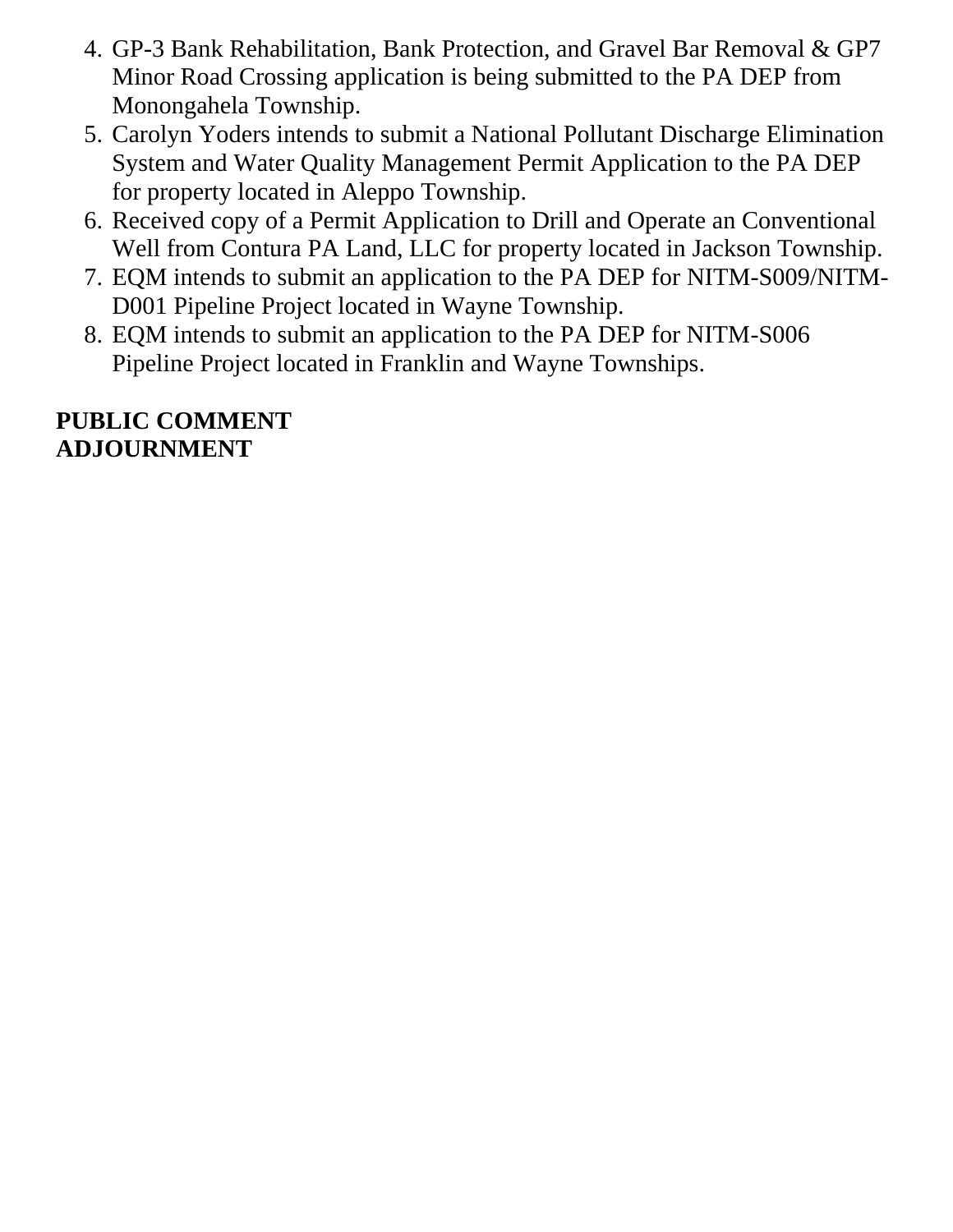4. GP-3 Bank Rehabilitation, Bank Protection, and Gravel Bar Removal & GP7 Minor Road Crossing application is being submitted to the PA DEP from Monongahela Township.
5. Carolyn Yoders intends to submit a National Pollutant Discharge Elimination System and Water Quality Management Permit Application to the PA DEP for property located in Aleppo Township.
6. Received copy of a Permit Application to Drill and Operate an Conventional Well from Contura PA Land, LLC for property located in Jackson Township.
7. EQM intends to submit an application to the PA DEP for NITM-S009/NITM-D001 Pipeline Project located in Wayne Township.
8. EQM intends to submit an application to the PA DEP for NITM-S006 Pipeline Project located in Franklin and Wayne Townships.

**PUBLIC COMMENT**
**ADJOURNMENT**